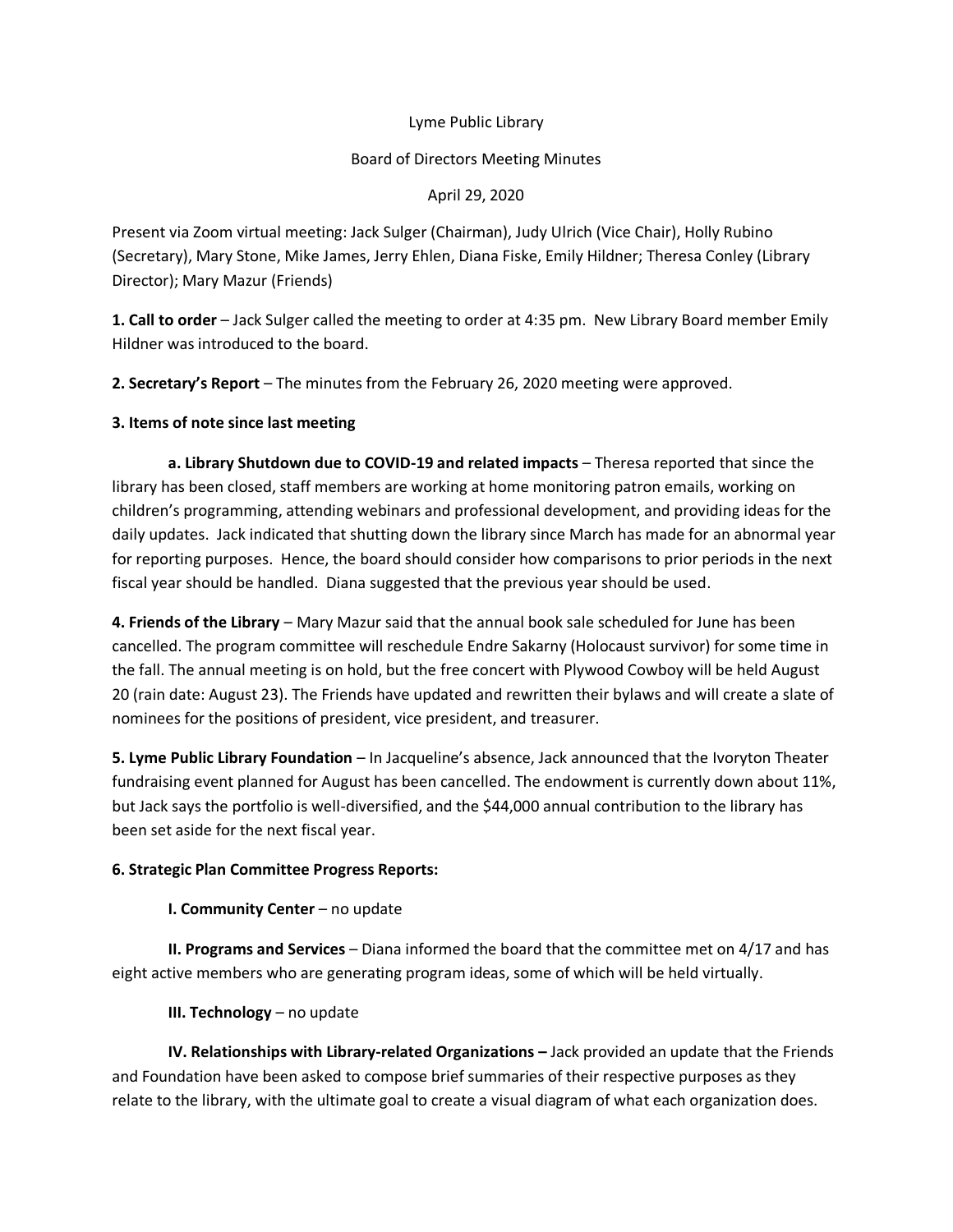Lyme Public Library

Board of Directors Meeting Minutes

April 29, 2020

Present via Zoom virtual meeting: Jack Sulger (Chairman), Judy Ulrich (Vice Chair), Holly Rubino (Secretary), Mary Stone, Mike James, Jerry Ehlen, Diana Fiske, Emily Hildner; Theresa Conley (Library Director); Mary Mazur (Friends)

**1. Call to order** – Jack Sulger called the meeting to order at 4:35 pm. New Library Board member Emily Hildner was introduced to the board.

**2. Secretary's Report** – The minutes from the February 26, 2020 meeting were approved.

**3. Items of note since last meeting**

**a. Library Shutdown due to COVID-19 and related impacts** – Theresa reported that since the library has been closed, staff members are working at home monitoring patron emails, working on children's programming, attending webinars and professional development, and providing ideas for the daily updates. Jack indicated that shutting down the library since March has made for an abnormal year for reporting purposes. Hence, the board should consider how comparisons to prior periods in the next fiscal year should be handled. Diana suggested that the previous year should be used.

**4. Friends of the Library** – Mary Mazur said that the annual book sale scheduled for June has been cancelled. The program committee will reschedule Endre Sakarny (Holocaust survivor) for some time in the fall. The annual meeting is on hold, but the free concert with Plywood Cowboy will be held August 20 (rain date: August 23). The Friends have updated and rewritten their bylaws and will create a slate of nominees for the positions of president, vice president, and treasurer.

**5. Lyme Public Library Foundation** – In Jacqueline's absence, Jack announced that the Ivoryton Theater fundraising event planned for August has been cancelled. The endowment is currently down about 11%, but Jack says the portfolio is well-diversified, and the $44,000 annual contribution to the library has been set aside for the next fiscal year.

**6. Strategic Plan Committee Progress Reports:**

**I. Community Center** – no update

**II. Programs and Services** – Diana informed the board that the committee met on 4/17 and has eight active members who are generating program ideas, some of which will be held virtually.

**III. Technology** – no update

**IV. Relationships with Library-related Organizations –** Jack provided an update that the Friends and Foundation have been asked to compose brief summaries of their respective purposes as they relate to the library, with the ultimate goal to create a visual diagram of what each organization does.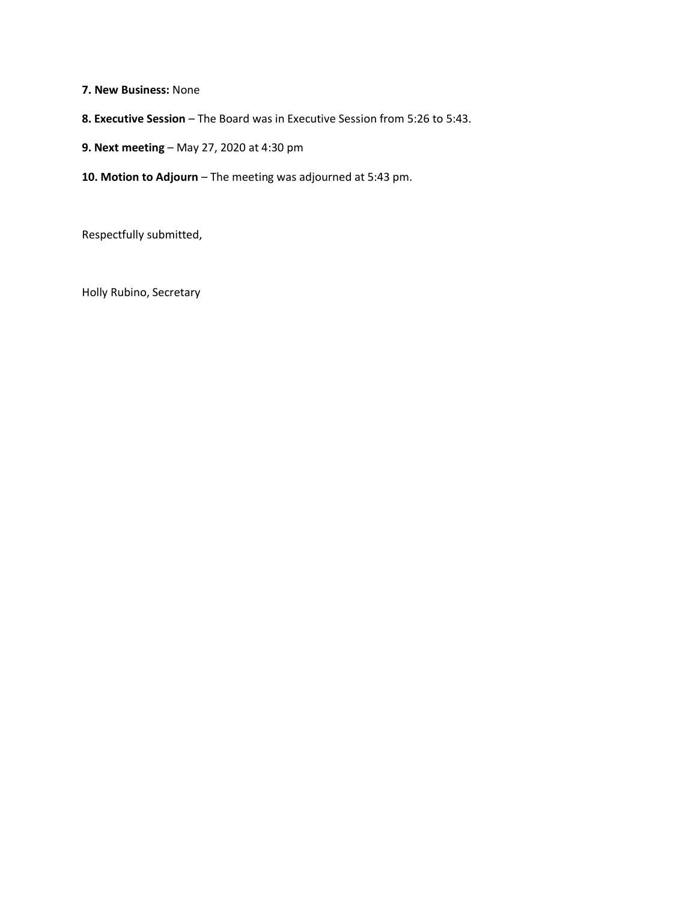**7. New Business:** None

**8. Executive Session** – The Board was in Executive Session from 5:26 to 5:43.

**9. Next meeting** – May 27, 2020 at 4:30 pm

**10. Motion to Adjourn** – The meeting was adjourned at 5:43 pm.

Respectfully submitted,

Holly Rubino, Secretary